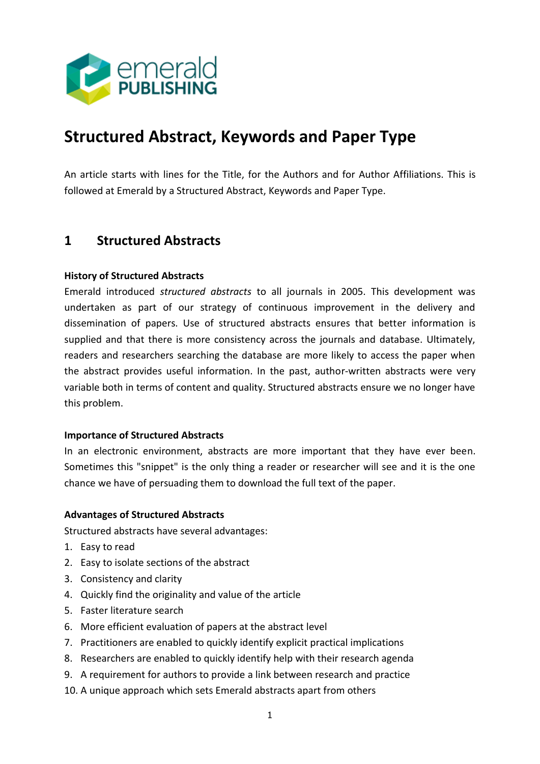# Structured Abstract, Keywords and Paper Type

An article starts with lines for the Title, for the Authors and for Author Affiliations. This is followed at Emerald by a Structured Abstract, Keywords and Paper Type.

## 1 Structured Abstracts

**History of Structured Abstracts**

Emerald introduced *structured abstracts* to all journals in 2005. This development was undertaken as part of our strategy of continuous improvement in the delivery and dissemination of papers. Use of structured abstracts ensures that better information is supplied and that there is more consistency across the journals and database. Ultimately, readers and researchers searching the database are more likely to access the paper when the abstract provides useful information. In the past, author-written abstracts were very variable both in terms of content and quality. Structured abstracts ensure we no longer have this problem.

**Importance of Structured Abstracts**

In an electronic environment, abstracts are more important that they have ever been. Sometimes this "snippet" is the only thing a reader or researcher will see and it is the one chance we have of persuading them to download the full text of the paper.

**Advantages of Structured Abstracts**

Structured abstracts have several advantages:

1. Easy to read
2. Easy to isolate sections of the abstract
3. Consistency and clarity
4. Quickly find the originality and value of the article
5. Faster literature search
6. More efficient evaluation of papers at the abstract level
7. Practitioners are enabled to quickly identify explicit practical implications
8. Researchers are enabled to quickly identify help with their research agenda
9. A requirement for authors to provide a link between research and practice
10. A unique approach which sets Emerald abstracts apart from others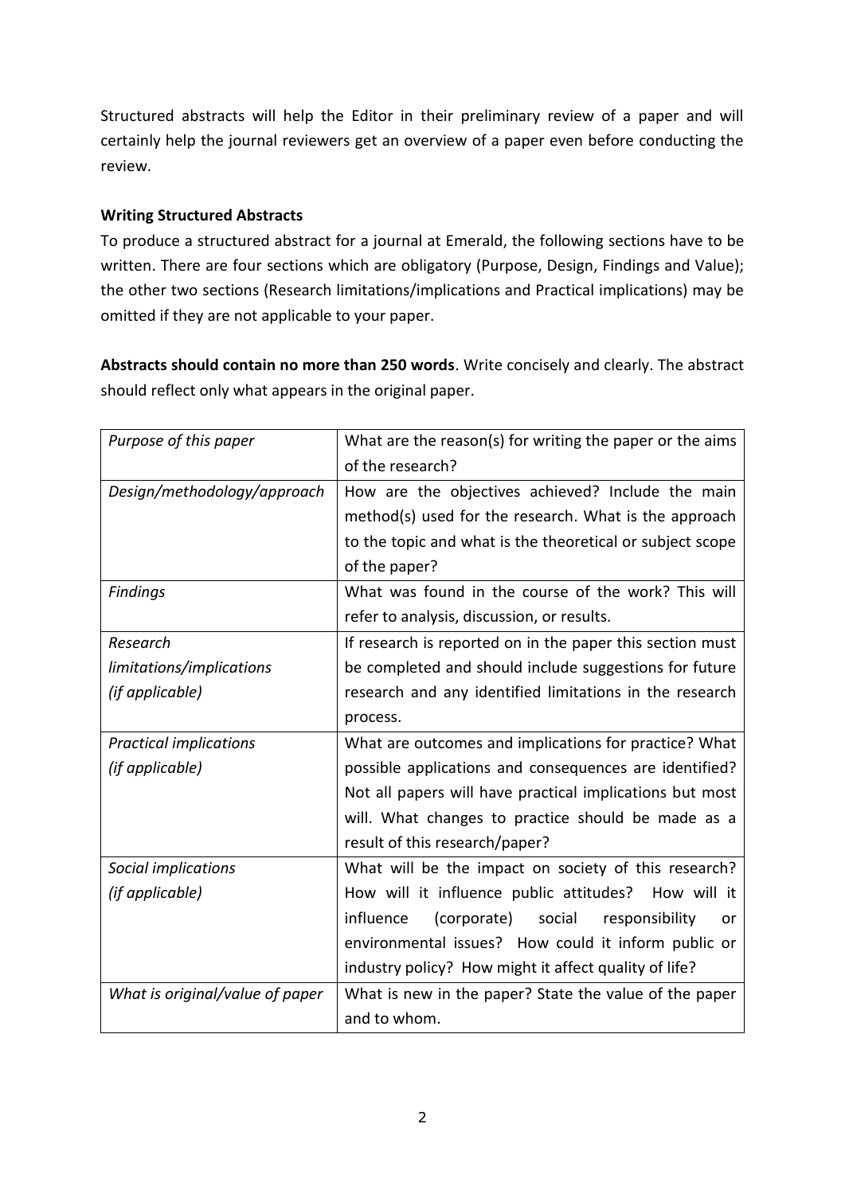Structured abstracts will help the Editor in their preliminary review of a paper and will certainly help the journal reviewers get an overview of a paper even before conducting the review.

**Writing Structured Abstracts**

To produce a structured abstract for a journal at Emerald, the following sections have to be written. There are four sections which are obligatory (Purpose, Design, Findings and Value); the other two sections (Research limitations/implications and Practical implications) may be omitted if they are not applicable to your paper.

**Abstracts should contain no more than 250 words**. Write concisely and clearly. The abstract should reflect only what appears in the original paper.

| | |
|---|---|
| *Purpose of this paper* | What are the reason(s) for writing the paper or the aims of the research? |
| *Design/methodology/approach* | How are the objectives achieved? Include the main method(s) used for the research. What is the approach to the topic and what is the theoretical or subject scope of the paper? |
| *Findings* | What was found in the course of the work? This will refer to analysis, discussion, or results. |
| *Research limitations/implications (if applicable)* | If research is reported on in the paper this section must be completed and should include suggestions for future research and any identified limitations in the research process. |
| *Practical implications (if applicable)* | What are outcomes and implications for practice? What possible applications and consequences are identified? Not all papers will have practical implications but most will. What changes to practice should be made as a result of this research/paper? |
| *Social implications (if applicable)* | What will be the impact on society of this research? How will it influence public attitudes? How will it influence (corporate) social responsibility or environmental issues? How could it inform public or industry policy? How might it affect quality of life? |
| *What is original/value of paper* | What is new in the paper? State the value of the paper and to whom. |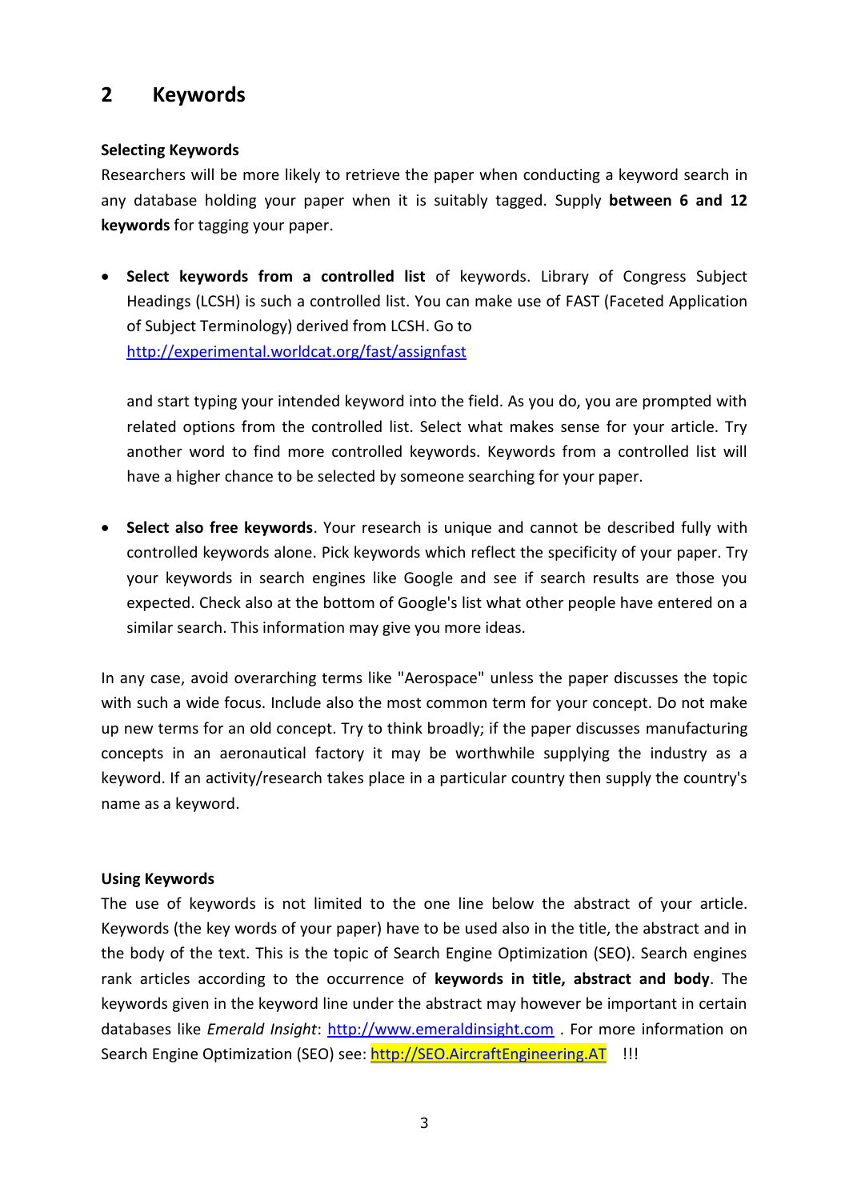## 2 Keywords

**Selecting Keywords**

Researchers will be more likely to retrieve the paper when conducting a keyword search in any database holding your paper when it is suitably tagged. Supply **between 6 and 12 keywords** for tagging your paper.

- **Select keywords from a controlled list** of keywords. Library of Congress Subject Headings (LCSH) is such a controlled list. You can make use of FAST (Faceted Application of Subject Terminology) derived from LCSH. Go to http://experimental.worldcat.org/fast/assignfast

  and start typing your intended keyword into the field. As you do, you are prompted with related options from the controlled list. Select what makes sense for your article. Try another word to find more controlled keywords. Keywords from a controlled list will have a higher chance to be selected by someone searching for your paper.

- **Select also free keywords**. Your research is unique and cannot be described fully with controlled keywords alone. Pick keywords which reflect the specificity of your paper. Try your keywords in search engines like Google and see if search results are those you expected. Check also at the bottom of Google's list what other people have entered on a similar search. This information may give you more ideas.

In any case, avoid overarching terms like "Aerospace" unless the paper discusses the topic with such a wide focus. Include also the most common term for your concept. Do not make up new terms for an old concept. Try to think broadly; if the paper discusses manufacturing concepts in an aeronautical factory it may be worthwhile supplying the industry as a keyword. If an activity/research takes place in a particular country then supply the country's name as a keyword.

**Using Keywords**

The use of keywords is not limited to the one line below the abstract of your article. Keywords (the key words of your paper) have to be used also in the title, the abstract and in the body of the text. This is the topic of Search Engine Optimization (SEO). Search engines rank articles according to the occurrence of **keywords in title, abstract and body**. The keywords given in the keyword line under the abstract may however be important in certain databases like *Emerald Insight*: http://www.emeraldinsight.com . For more information on Search Engine Optimization (SEO) see: http://SEO.AircraftEngineering.AT !!!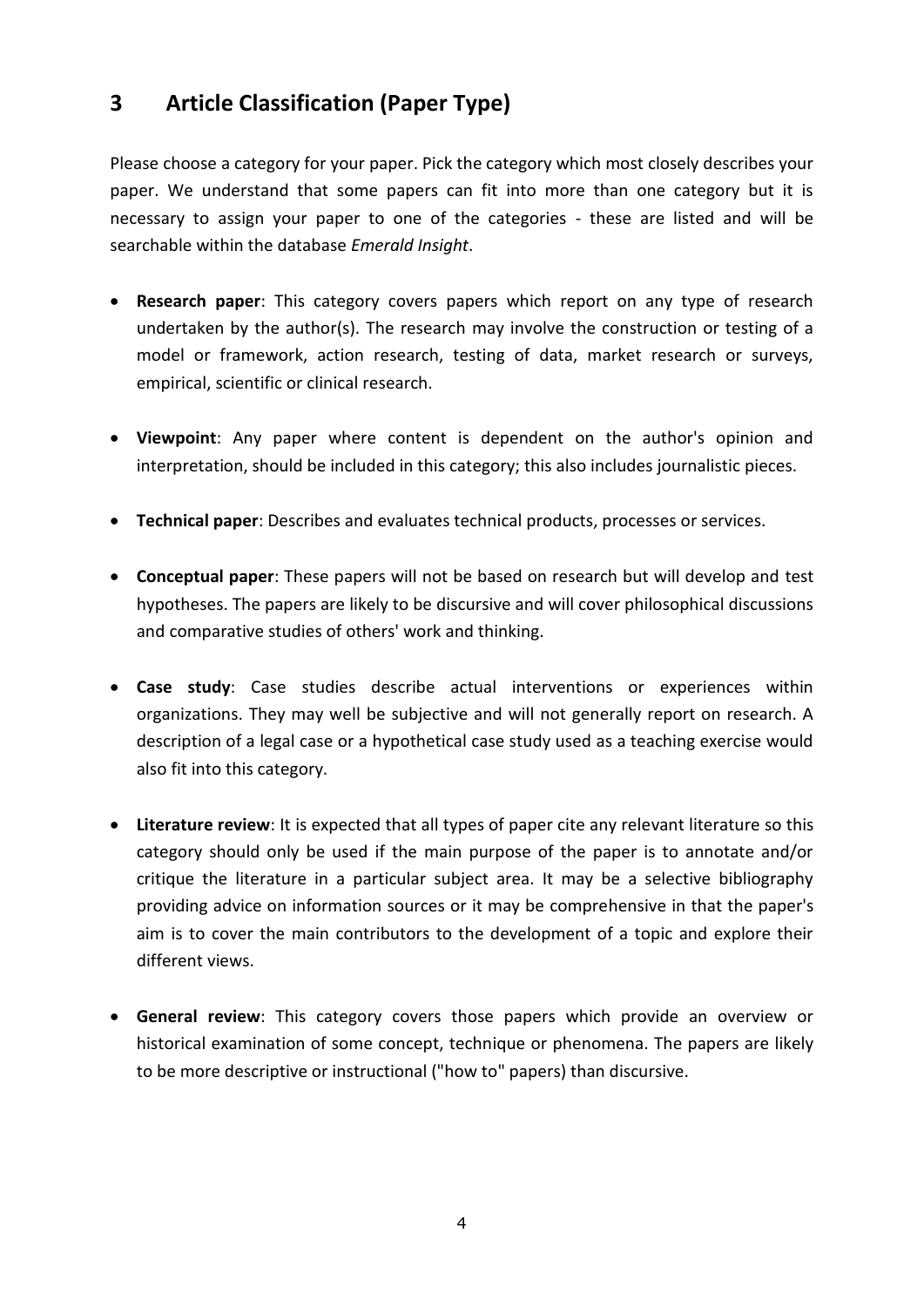## 3 Article Classification (Paper Type)

Please choose a category for your paper. Pick the category which most closely describes your paper. We understand that some papers can fit into more than one category but it is necessary to assign your paper to one of the categories - these are listed and will be searchable within the database *Emerald Insight*.

- **Research paper**: This category covers papers which report on any type of research undertaken by the author(s). The research may involve the construction or testing of a model or framework, action research, testing of data, market research or surveys, empirical, scientific or clinical research.
- **Viewpoint**: Any paper where content is dependent on the author's opinion and interpretation, should be included in this category; this also includes journalistic pieces.
- **Technical paper**: Describes and evaluates technical products, processes or services.
- **Conceptual paper**: These papers will not be based on research but will develop and test hypotheses. The papers are likely to be discursive and will cover philosophical discussions and comparative studies of others' work and thinking.
- **Case study**: Case studies describe actual interventions or experiences within organizations. They may well be subjective and will not generally report on research. A description of a legal case or a hypothetical case study used as a teaching exercise would also fit into this category.
- **Literature review**: It is expected that all types of paper cite any relevant literature so this category should only be used if the main purpose of the paper is to annotate and/or critique the literature in a particular subject area. It may be a selective bibliography providing advice on information sources or it may be comprehensive in that the paper's aim is to cover the main contributors to the development of a topic and explore their different views.
- **General review**: This category covers those papers which provide an overview or historical examination of some concept, technique or phenomena. The papers are likely to be more descriptive or instructional ("how to" papers) than discursive.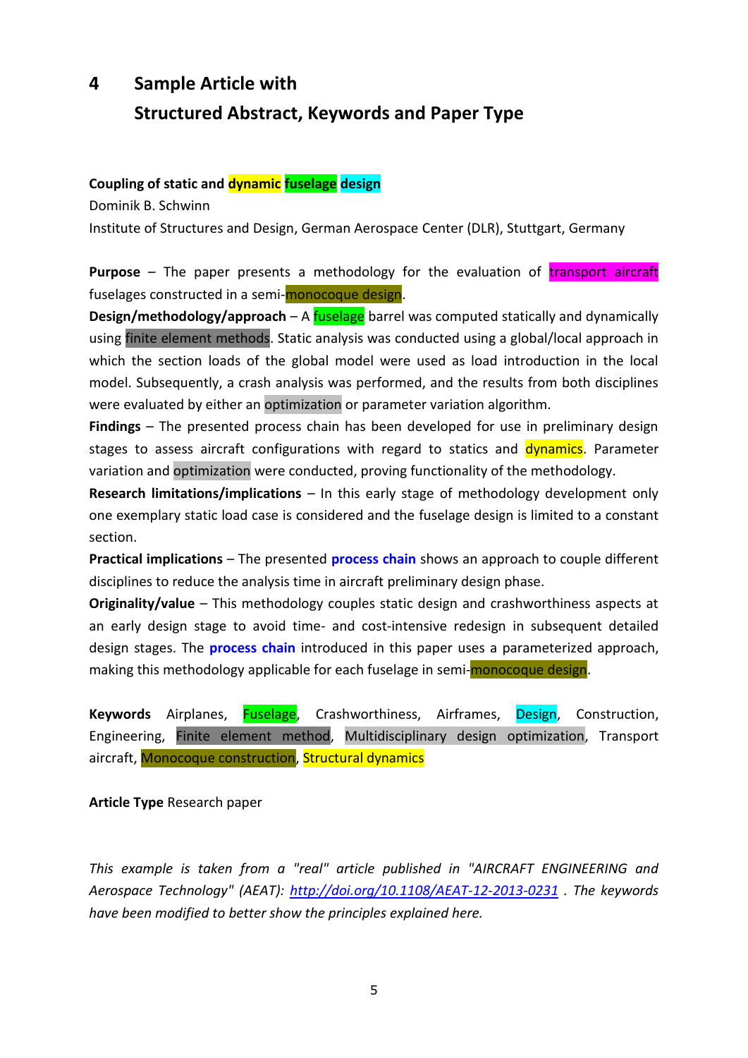# 4 Sample Article with Structured Abstract, Keywords and Paper Type

**Coupling of static and dynamic fuselage design**

Dominik B. Schwinn

Institute of Structures and Design, German Aerospace Center (DLR), Stuttgart, Germany

**Purpose** – The paper presents a methodology for the evaluation of transport aircraft fuselages constructed in a semi-monocoque design.

**Design/methodology/approach** – A fuselage barrel was computed statically and dynamically using finite element methods. Static analysis was conducted using a global/local approach in which the section loads of the global model were used as load introduction in the local model. Subsequently, a crash analysis was performed, and the results from both disciplines were evaluated by either an optimization or parameter variation algorithm.

**Findings** – The presented process chain has been developed for use in preliminary design stages to assess aircraft configurations with regard to statics and dynamics. Parameter variation and optimization were conducted, proving functionality of the methodology.

**Research limitations/implications** – In this early stage of methodology development only one exemplary static load case is considered and the fuselage design is limited to a constant section.

**Practical implications** – The presented **process chain** shows an approach to couple different disciplines to reduce the analysis time in aircraft preliminary design phase.

**Originality/value** – This methodology couples static design and crashworthiness aspects at an early design stage to avoid time- and cost-intensive redesign in subsequent detailed design stages. The **process chain** introduced in this paper uses a parameterized approach, making this methodology applicable for each fuselage in semi-monocoque design.

**Keywords** Airplanes, Fuselage, Crashworthiness, Airframes, Design, Construction, Engineering, Finite element method, Multidisciplinary design optimization, Transport aircraft, Monocoque construction, Structural dynamics

**Article Type** Research paper

*This example is taken from a "real" article published in "AIRCRAFT ENGINEERING and Aerospace Technology" (AEAT): http://doi.org/10.1108/AEAT-12-2013-0231 . The keywords have been modified to better show the principles explained here.*